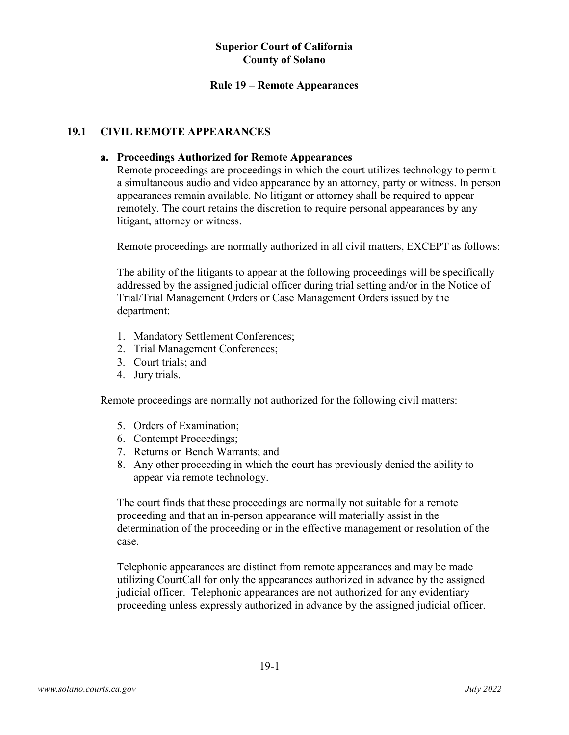**Superior Court of California**
**County of Solano**

# Rule 19 – Remote Appearances

## 19.1 CIVIL REMOTE APPEARANCES

### a. Proceedings Authorized for Remote Appearances

Remote proceedings are proceedings in which the court utilizes technology to permit a simultaneous audio and video appearance by an attorney, party or witness. In person appearances remain available. No litigant or attorney shall be required to appear remotely. The court retains the discretion to require personal appearances by any litigant, attorney or witness.

Remote proceedings are normally authorized in all civil matters, EXCEPT as follows:

The ability of the litigants to appear at the following proceedings will be specifically addressed by the assigned judicial officer during trial setting and/or in the Notice of Trial/Trial Management Orders or Case Management Orders issued by the department:

1. Mandatory Settlement Conferences;
2. Trial Management Conferences;
3. Court trials; and
4. Jury trials.

Remote proceedings are normally not authorized for the following civil matters:

5. Orders of Examination;
6. Contempt Proceedings;
7. Returns on Bench Warrants; and
8. Any other proceeding in which the court has previously denied the ability to appear via remote technology.

The court finds that these proceedings are normally not suitable for a remote proceeding and that an in-person appearance will materially assist in the determination of the proceeding or in the effective management or resolution of the case.

Telephonic appearances are distinct from remote appearances and may be made utilizing CourtCall for only the appearances authorized in advance by the assigned judicial officer. Telephonic appearances are not authorized for any evidentiary proceeding unless expressly authorized in advance by the assigned judicial officer.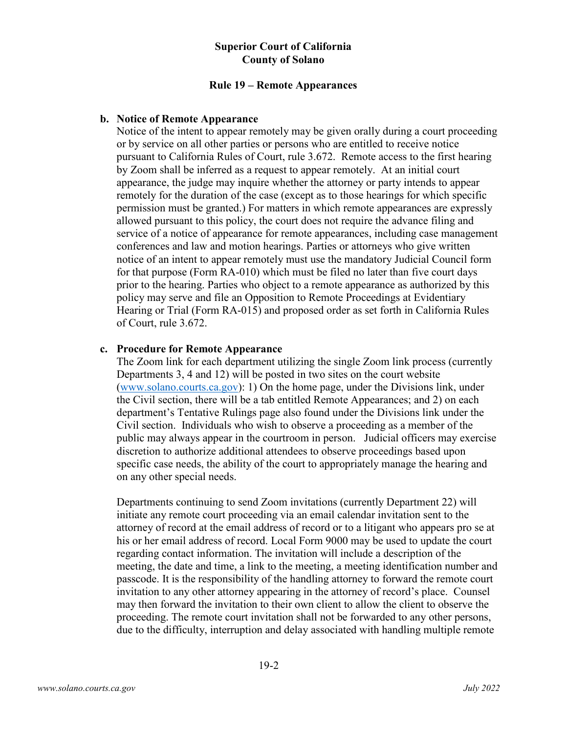**Superior Court of California**
**County of Solano**

**Rule 19 – Remote Appearances**

**b. Notice of Remote Appearance**

Notice of the intent to appear remotely may be given orally during a court proceeding or by service on all other parties or persons who are entitled to receive notice pursuant to California Rules of Court, rule 3.672. Remote access to the first hearing by Zoom shall be inferred as a request to appear remotely. At an initial court appearance, the judge may inquire whether the attorney or party intends to appear remotely for the duration of the case (except as to those hearings for which specific permission must be granted.) For matters in which remote appearances are expressly allowed pursuant to this policy, the court does not require the advance filing and service of a notice of appearance for remote appearances, including case management conferences and law and motion hearings. Parties or attorneys who give written notice of an intent to appear remotely must use the mandatory Judicial Council form for that purpose (Form RA-010) which must be filed no later than five court days prior to the hearing. Parties who object to a remote appearance as authorized by this policy may serve and file an Opposition to Remote Proceedings at Evidentiary Hearing or Trial (Form RA-015) and proposed order as set forth in California Rules of Court, rule 3.672.

**c. Procedure for Remote Appearance**

The Zoom link for each department utilizing the single Zoom link process (currently Departments 3, 4 and 12) will be posted in two sites on the court website (www.solano.courts.ca.gov): 1) On the home page, under the Divisions link, under the Civil section, there will be a tab entitled Remote Appearances; and 2) on each department's Tentative Rulings page also found under the Divisions link under the Civil section. Individuals who wish to observe a proceeding as a member of the public may always appear in the courtroom in person. Judicial officers may exercise discretion to authorize additional attendees to observe proceedings based upon specific case needs, the ability of the court to appropriately manage the hearing and on any other special needs.

Departments continuing to send Zoom invitations (currently Department 22) will initiate any remote court proceeding via an email calendar invitation sent to the attorney of record at the email address of record or to a litigant who appears pro se at his or her email address of record. Local Form 9000 may be used to update the court regarding contact information. The invitation will include a description of the meeting, the date and time, a link to the meeting, a meeting identification number and passcode. It is the responsibility of the handling attorney to forward the remote court invitation to any other attorney appearing in the attorney of record's place. Counsel may then forward the invitation to their own client to allow the client to observe the proceeding. The remote court invitation shall not be forwarded to any other persons, due to the difficulty, interruption and delay associated with handling multiple remote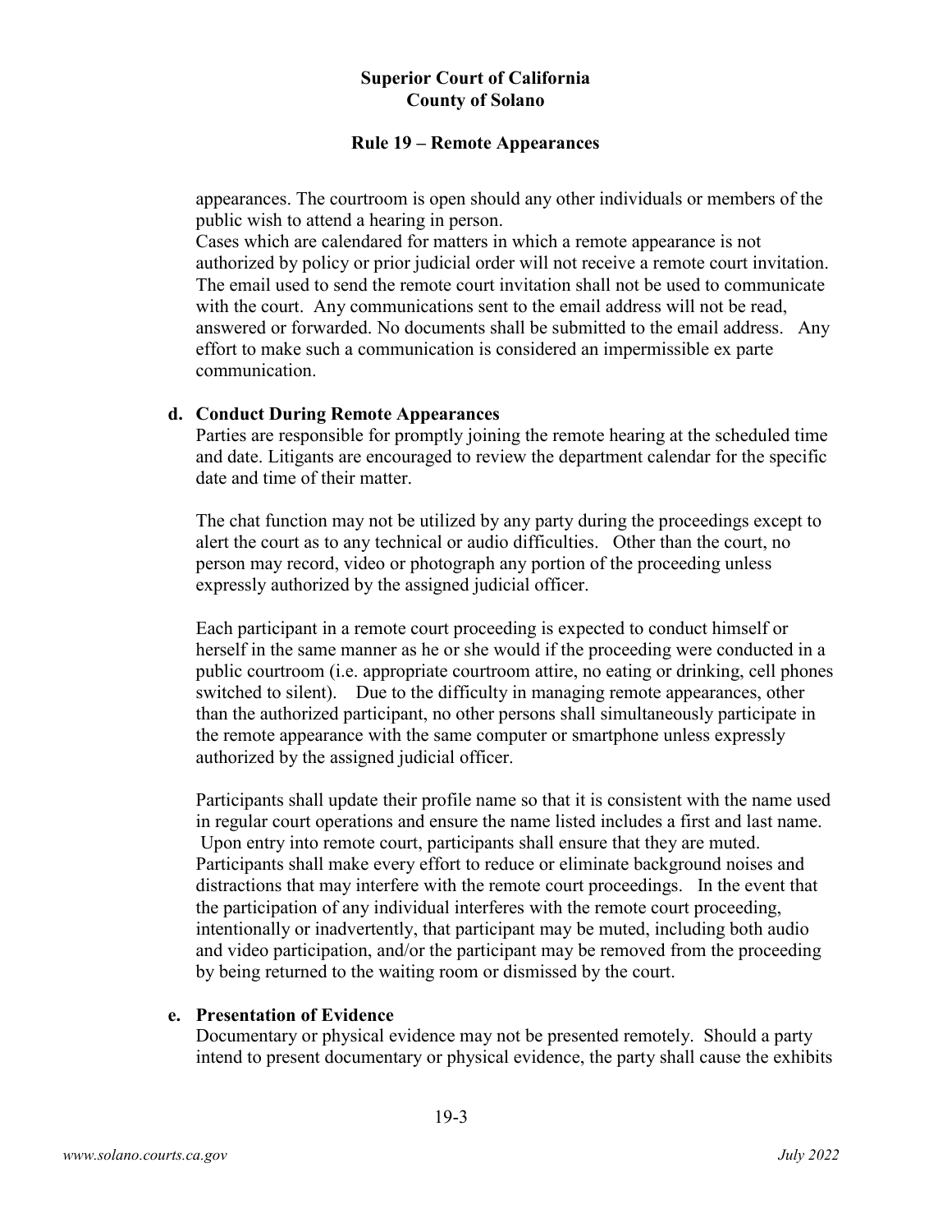appearances. The courtroom is open should any other individuals or members of the public wish to attend a hearing in person.

Cases which are calendared for matters in which a remote appearance is not authorized by policy or prior judicial order will not receive a remote court invitation. The email used to send the remote court invitation shall not be used to communicate with the court. Any communications sent to the email address will not be read, answered or forwarded. No documents shall be submitted to the email address. Any effort to make such a communication is considered an impermissible ex parte communication.

**d. Conduct During Remote Appearances**

Parties are responsible for promptly joining the remote hearing at the scheduled time and date. Litigants are encouraged to review the department calendar for the specific date and time of their matter.

The chat function may not be utilized by any party during the proceedings except to alert the court as to any technical or audio difficulties. Other than the court, no person may record, video or photograph any portion of the proceeding unless expressly authorized by the assigned judicial officer.

Each participant in a remote court proceeding is expected to conduct himself or herself in the same manner as he or she would if the proceeding were conducted in a public courtroom (i.e. appropriate courtroom attire, no eating or drinking, cell phones switched to silent). Due to the difficulty in managing remote appearances, other than the authorized participant, no other persons shall simultaneously participate in the remote appearance with the same computer or smartphone unless expressly authorized by the assigned judicial officer.

Participants shall update their profile name so that it is consistent with the name used in regular court operations and ensure the name listed includes a first and last name. Upon entry into remote court, participants shall ensure that they are muted. Participants shall make every effort to reduce or eliminate background noises and distractions that may interfere with the remote court proceedings. In the event that the participation of any individual interferes with the remote court proceeding, intentionally or inadvertently, that participant may be muted, including both audio and video participation, and/or the participant may be removed from the proceeding by being returned to the waiting room or dismissed by the court.

**e. Presentation of Evidence**

Documentary or physical evidence may not be presented remotely. Should a party intend to present documentary or physical evidence, the party shall cause the exhibits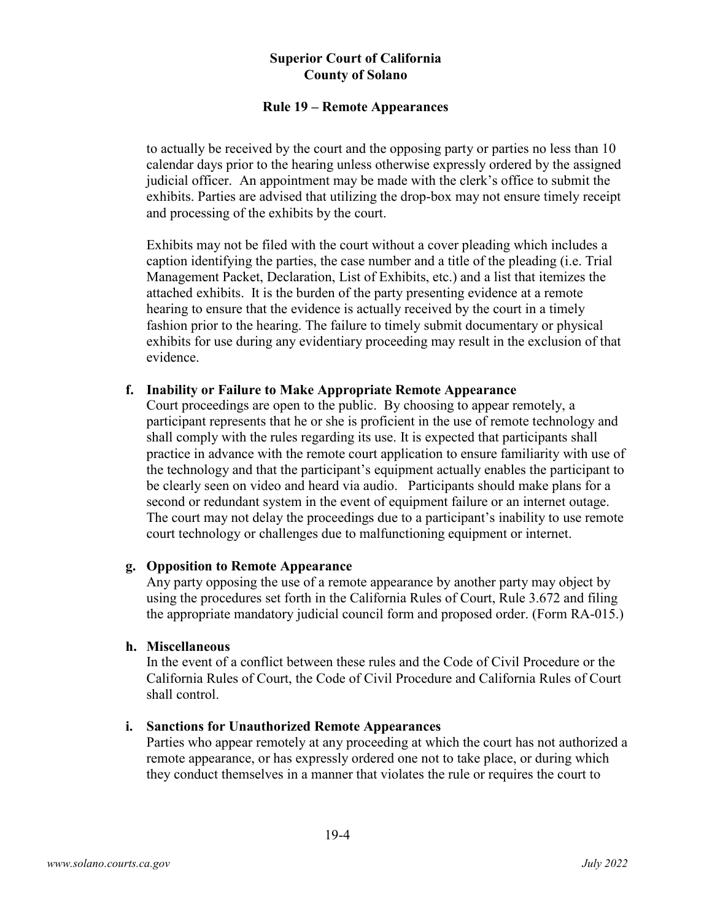to actually be received by the court and the opposing party or parties no less than 10 calendar days prior to the hearing unless otherwise expressly ordered by the assigned judicial officer. An appointment may be made with the clerk's office to submit the exhibits. Parties are advised that utilizing the drop-box may not ensure timely receipt and processing of the exhibits by the court.

Exhibits may not be filed with the court without a cover pleading which includes a caption identifying the parties, the case number and a title of the pleading (i.e. Trial Management Packet, Declaration, List of Exhibits, etc.) and a list that itemizes the attached exhibits. It is the burden of the party presenting evidence at a remote hearing to ensure that the evidence is actually received by the court in a timely fashion prior to the hearing. The failure to timely submit documentary or physical exhibits for use during any evidentiary proceeding may result in the exclusion of that evidence.

**f. Inability or Failure to Make Appropriate Remote Appearance**

Court proceedings are open to the public. By choosing to appear remotely, a participant represents that he or she is proficient in the use of remote technology and shall comply with the rules regarding its use. It is expected that participants shall practice in advance with the remote court application to ensure familiarity with use of the technology and that the participant's equipment actually enables the participant to be clearly seen on video and heard via audio. Participants should make plans for a second or redundant system in the event of equipment failure or an internet outage. The court may not delay the proceedings due to a participant's inability to use remote court technology or challenges due to malfunctioning equipment or internet.

**g. Opposition to Remote Appearance**

Any party opposing the use of a remote appearance by another party may object by using the procedures set forth in the California Rules of Court, Rule 3.672 and filing the appropriate mandatory judicial council form and proposed order. (Form RA-015.)

**h. Miscellaneous**

In the event of a conflict between these rules and the Code of Civil Procedure or the California Rules of Court, the Code of Civil Procedure and California Rules of Court shall control.

**i. Sanctions for Unauthorized Remote Appearances**

Parties who appear remotely at any proceeding at which the court has not authorized a remote appearance, or has expressly ordered one not to take place, or during which they conduct themselves in a manner that violates the rule or requires the court to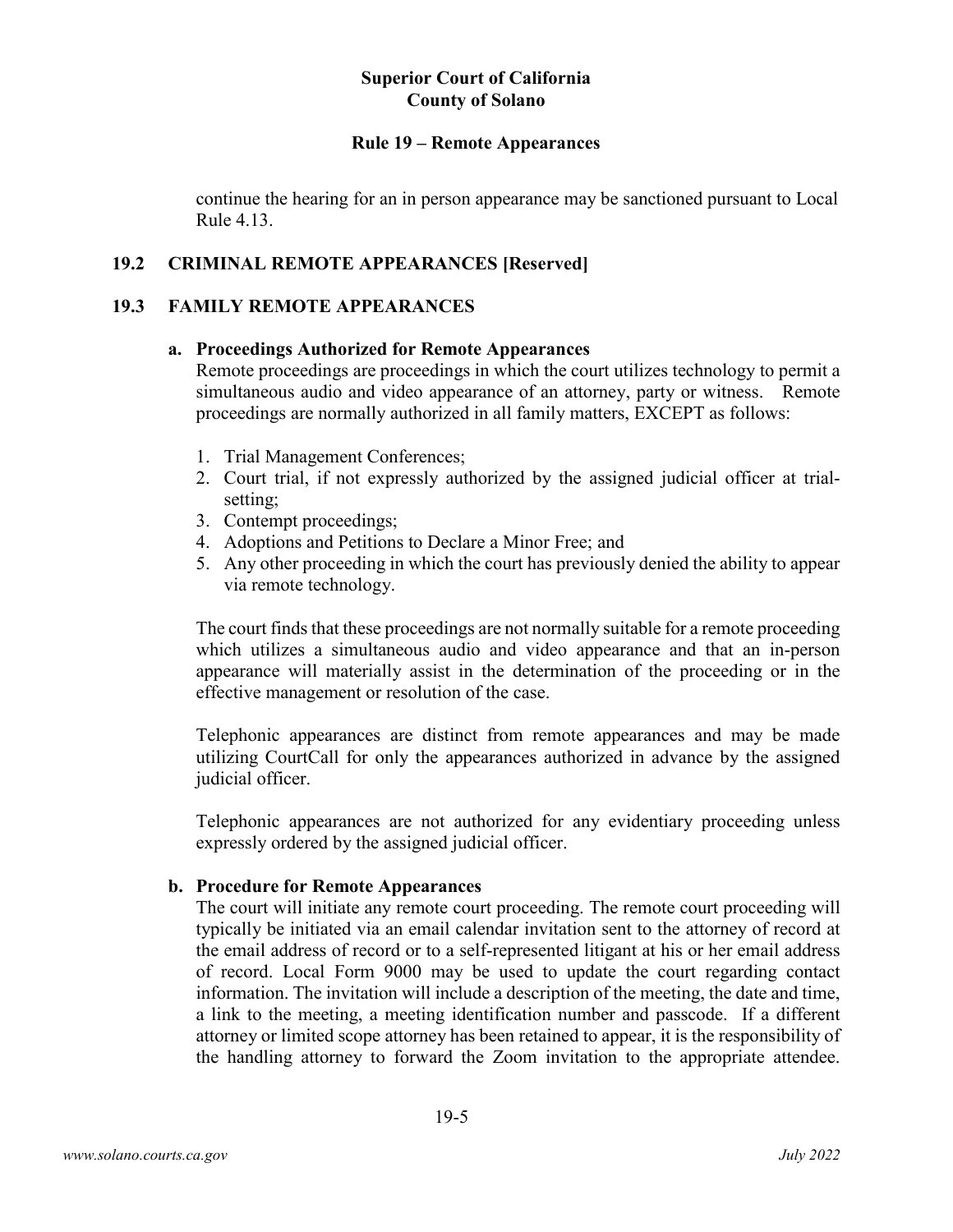continue the hearing for an in person appearance may be sanctioned pursuant to Local Rule 4.13.

## 19.2 CRIMINAL REMOTE APPEARANCES [Reserved]

## 19.3 FAMILY REMOTE APPEARANCES

### a. Proceedings Authorized for Remote Appearances

Remote proceedings are proceedings in which the court utilizes technology to permit a simultaneous audio and video appearance of an attorney, party or witness. Remote proceedings are normally authorized in all family matters, EXCEPT as follows:

1. Trial Management Conferences;
2. Court trial, if not expressly authorized by the assigned judicial officer at trial-setting;
3. Contempt proceedings;
4. Adoptions and Petitions to Declare a Minor Free; and
5. Any other proceeding in which the court has previously denied the ability to appear via remote technology.

The court finds that these proceedings are not normally suitable for a remote proceeding which utilizes a simultaneous audio and video appearance and that an in-person appearance will materially assist in the determination of the proceeding or in the effective management or resolution of the case.

Telephonic appearances are distinct from remote appearances and may be made utilizing CourtCall for only the appearances authorized in advance by the assigned judicial officer.

Telephonic appearances are not authorized for any evidentiary proceeding unless expressly ordered by the assigned judicial officer.

### b. Procedure for Remote Appearances

The court will initiate any remote court proceeding. The remote court proceeding will typically be initiated via an email calendar invitation sent to the attorney of record at the email address of record or to a self-represented litigant at his or her email address of record. Local Form 9000 may be used to update the court regarding contact information. The invitation will include a description of the meeting, the date and time, a link to the meeting, a meeting identification number and passcode. If a different attorney or limited scope attorney has been retained to appear, it is the responsibility of the handling attorney to forward the Zoom invitation to the appropriate attendee.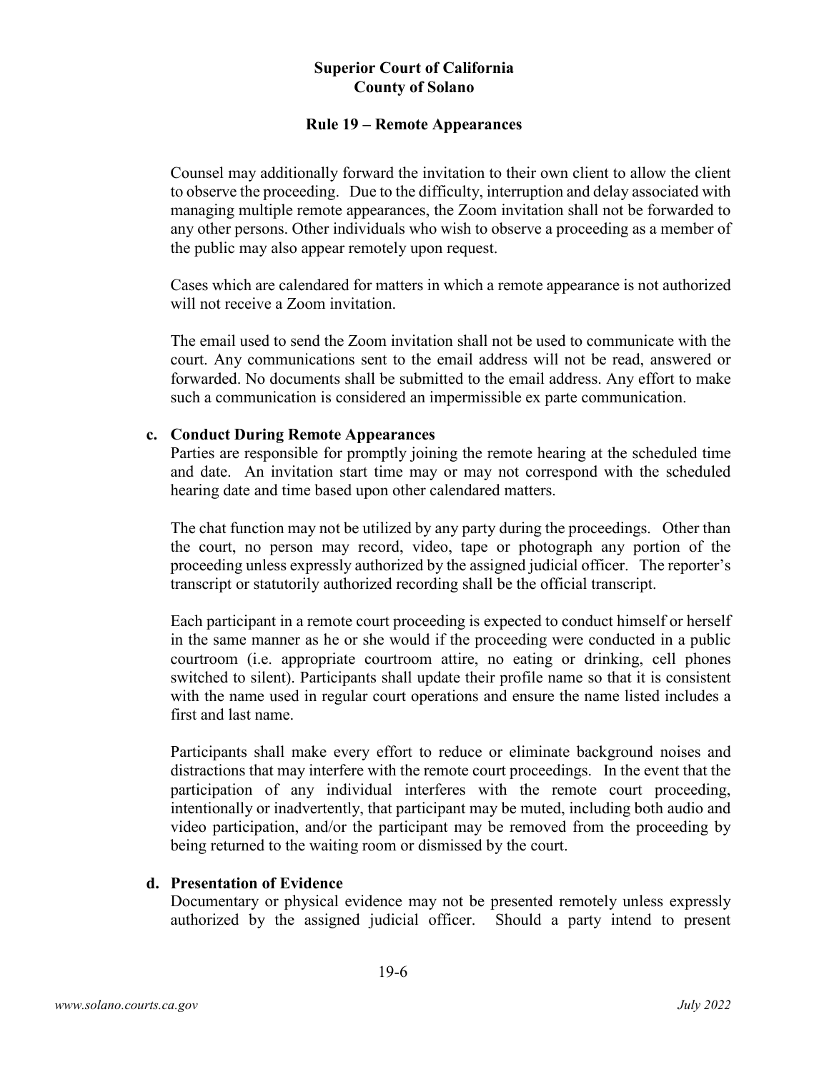Counsel may additionally forward the invitation to their own client to allow the client to observe the proceeding. Due to the difficulty, interruption and delay associated with managing multiple remote appearances, the Zoom invitation shall not be forwarded to any other persons. Other individuals who wish to observe a proceeding as a member of the public may also appear remotely upon request.

Cases which are calendared for matters in which a remote appearance is not authorized will not receive a Zoom invitation.

The email used to send the Zoom invitation shall not be used to communicate with the court. Any communications sent to the email address will not be read, answered or forwarded. No documents shall be submitted to the email address. Any effort to make such a communication is considered an impermissible ex parte communication.

**c. Conduct During Remote Appearances**

Parties are responsible for promptly joining the remote hearing at the scheduled time and date. An invitation start time may or may not correspond with the scheduled hearing date and time based upon other calendared matters.

The chat function may not be utilized by any party during the proceedings. Other than the court, no person may record, video, tape or photograph any portion of the proceeding unless expressly authorized by the assigned judicial officer. The reporter's transcript or statutorily authorized recording shall be the official transcript.

Each participant in a remote court proceeding is expected to conduct himself or herself in the same manner as he or she would if the proceeding were conducted in a public courtroom (i.e. appropriate courtroom attire, no eating or drinking, cell phones switched to silent). Participants shall update their profile name so that it is consistent with the name used in regular court operations and ensure the name listed includes a first and last name.

Participants shall make every effort to reduce or eliminate background noises and distractions that may interfere with the remote court proceedings. In the event that the participation of any individual interferes with the remote court proceeding, intentionally or inadvertently, that participant may be muted, including both audio and video participation, and/or the participant may be removed from the proceeding by being returned to the waiting room or dismissed by the court.

**d. Presentation of Evidence**

Documentary or physical evidence may not be presented remotely unless expressly authorized by the assigned judicial officer. Should a party intend to present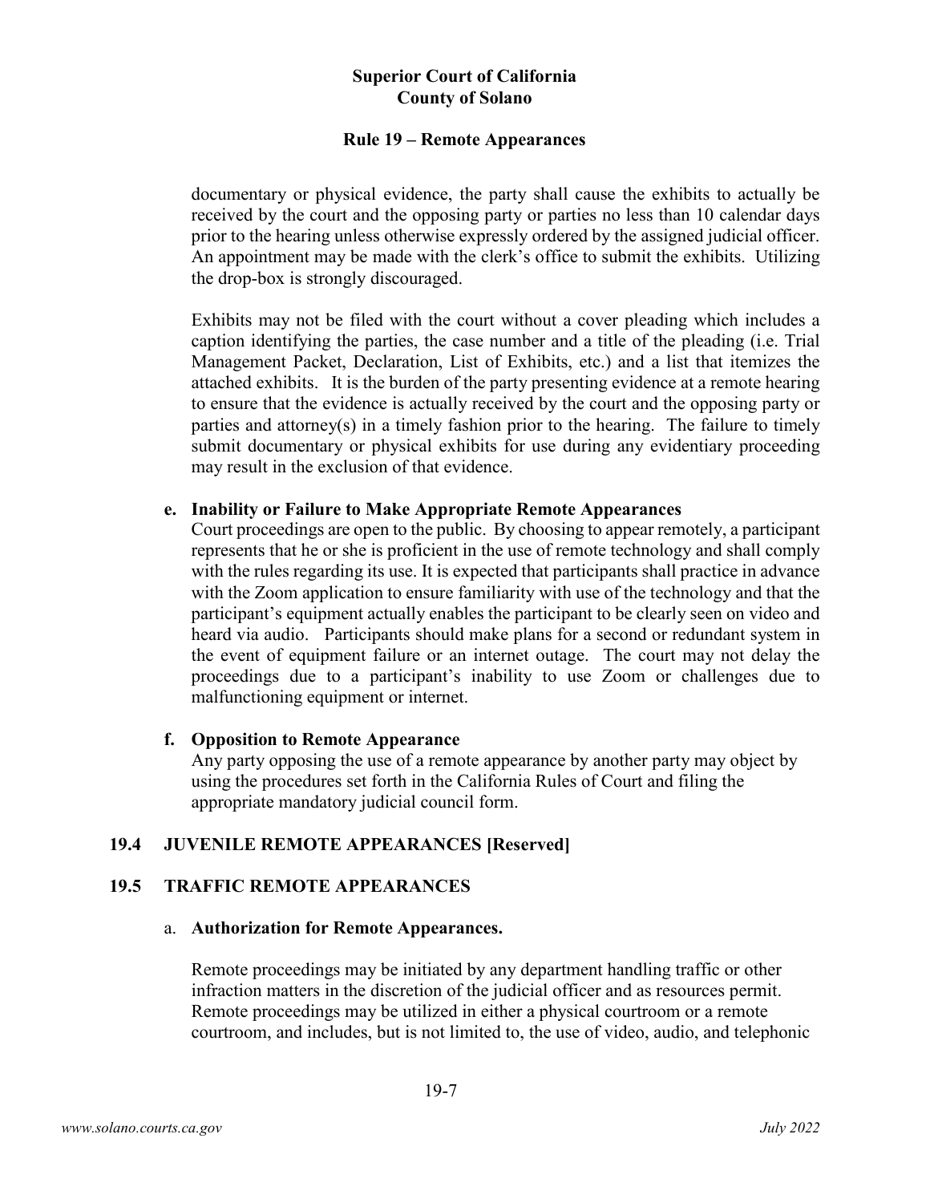documentary or physical evidence, the party shall cause the exhibits to actually be received by the court and the opposing party or parties no less than 10 calendar days prior to the hearing unless otherwise expressly ordered by the assigned judicial officer. An appointment may be made with the clerk's office to submit the exhibits. Utilizing the drop-box is strongly discouraged.

Exhibits may not be filed with the court without a cover pleading which includes a caption identifying the parties, the case number and a title of the pleading (i.e. Trial Management Packet, Declaration, List of Exhibits, etc.) and a list that itemizes the attached exhibits. It is the burden of the party presenting evidence at a remote hearing to ensure that the evidence is actually received by the court and the opposing party or parties and attorney(s) in a timely fashion prior to the hearing. The failure to timely submit documentary or physical exhibits for use during any evidentiary proceeding may result in the exclusion of that evidence.

**e. Inability or Failure to Make Appropriate Remote Appearances**

Court proceedings are open to the public. By choosing to appear remotely, a participant represents that he or she is proficient in the use of remote technology and shall comply with the rules regarding its use. It is expected that participants shall practice in advance with the Zoom application to ensure familiarity with use of the technology and that the participant's equipment actually enables the participant to be clearly seen on video and heard via audio. Participants should make plans for a second or redundant system in the event of equipment failure or an internet outage. The court may not delay the proceedings due to a participant's inability to use Zoom or challenges due to malfunctioning equipment or internet.

**f. Opposition to Remote Appearance**

Any party opposing the use of a remote appearance by another party may object by using the procedures set forth in the California Rules of Court and filing the appropriate mandatory judicial council form.

## 19.4 JUVENILE REMOTE APPEARANCES [Reserved]

## 19.5 TRAFFIC REMOTE APPEARANCES

a. **Authorization for Remote Appearances.**

Remote proceedings may be initiated by any department handling traffic or other infraction matters in the discretion of the judicial officer and as resources permit. Remote proceedings may be utilized in either a physical courtroom or a remote courtroom, and includes, but is not limited to, the use of video, audio, and telephonic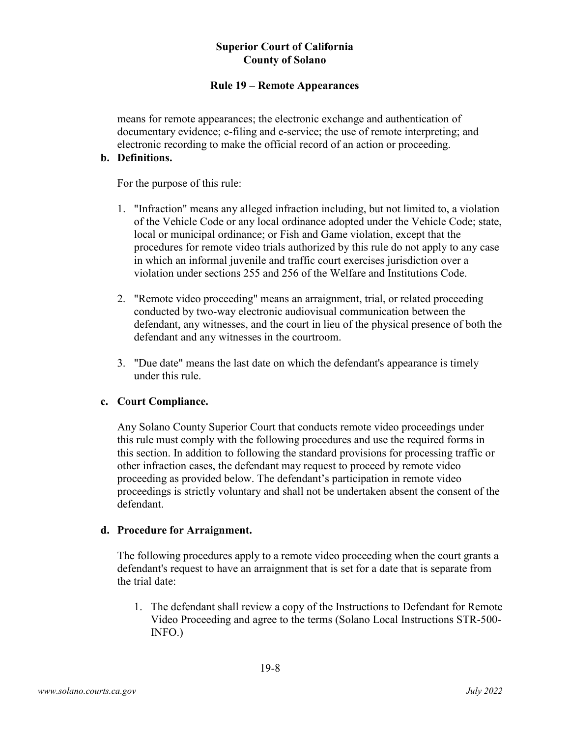means for remote appearances; the electronic exchange and authentication of documentary evidence; e-filing and e-service; the use of remote interpreting; and electronic recording to make the official record of an action or proceeding.

**b. Definitions.**

For the purpose of this rule:

1. "Infraction" means any alleged infraction including, but not limited to, a violation of the Vehicle Code or any local ordinance adopted under the Vehicle Code; state, local or municipal ordinance; or Fish and Game violation, except that the procedures for remote video trials authorized by this rule do not apply to any case in which an informal juvenile and traffic court exercises jurisdiction over a violation under sections 255 and 256 of the Welfare and Institutions Code.

2. "Remote video proceeding" means an arraignment, trial, or related proceeding conducted by two-way electronic audiovisual communication between the defendant, any witnesses, and the court in lieu of the physical presence of both the defendant and any witnesses in the courtroom.

3. "Due date" means the last date on which the defendant's appearance is timely under this rule.

**c. Court Compliance.**

Any Solano County Superior Court that conducts remote video proceedings under this rule must comply with the following procedures and use the required forms in this section. In addition to following the standard provisions for processing traffic or other infraction cases, the defendant may request to proceed by remote video proceeding as provided below. The defendant's participation in remote video proceedings is strictly voluntary and shall not be undertaken absent the consent of the defendant.

**d. Procedure for Arraignment.**

The following procedures apply to a remote video proceeding when the court grants a defendant's request to have an arraignment that is set for a date that is separate from the trial date:

1. The defendant shall review a copy of the Instructions to Defendant for Remote Video Proceeding and agree to the terms (Solano Local Instructions STR-500-INFO.)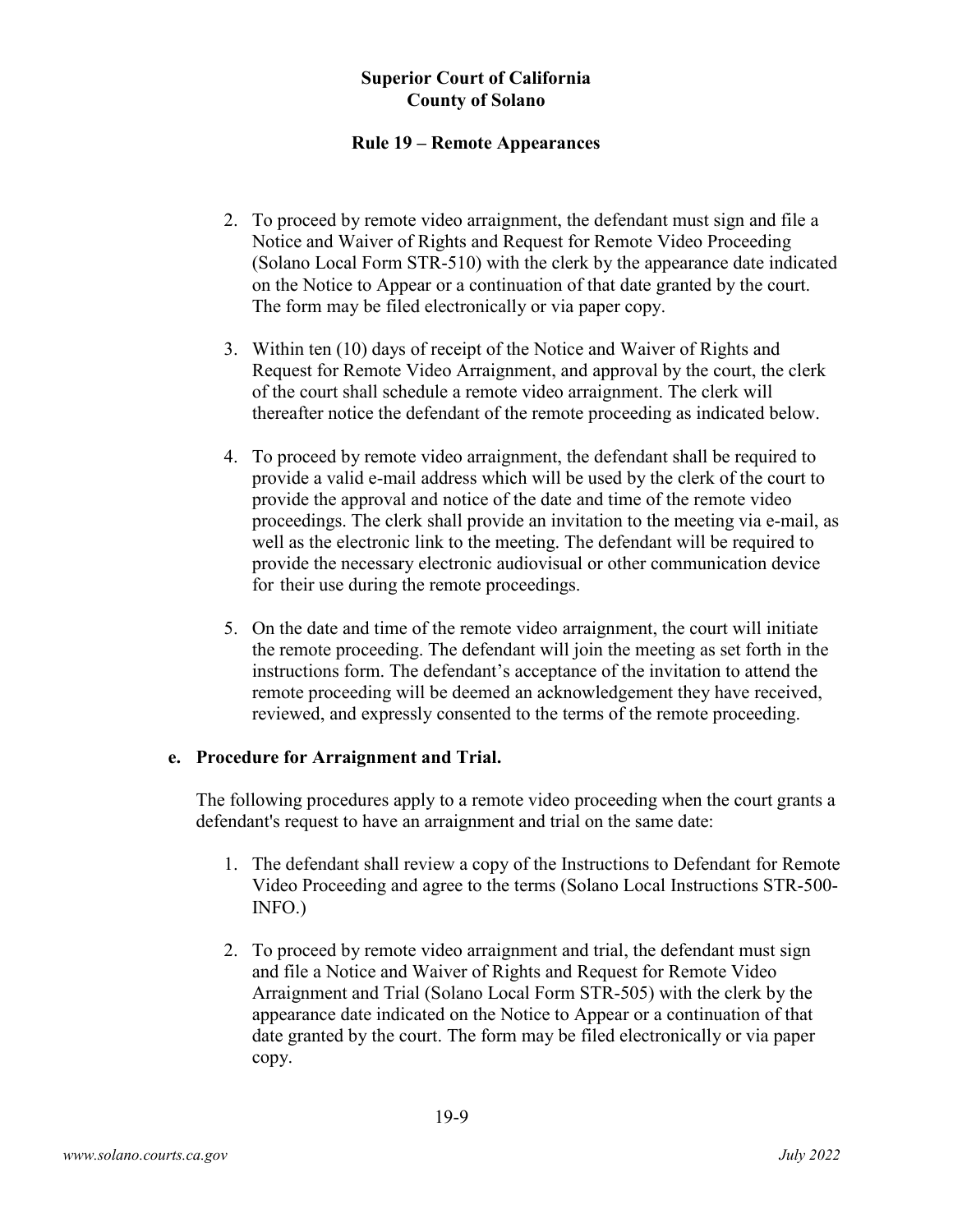2. To proceed by remote video arraignment, the defendant must sign and file a Notice and Waiver of Rights and Request for Remote Video Proceeding (Solano Local Form STR-510) with the clerk by the appearance date indicated on the Notice to Appear or a continuation of that date granted by the court. The form may be filed electronically or via paper copy.

3. Within ten (10) days of receipt of the Notice and Waiver of Rights and Request for Remote Video Arraignment, and approval by the court, the clerk of the court shall schedule a remote video arraignment. The clerk will thereafter notice the defendant of the remote proceeding as indicated below.

4. To proceed by remote video arraignment, the defendant shall be required to provide a valid e-mail address which will be used by the clerk of the court to provide the approval and notice of the date and time of the remote video proceedings. The clerk shall provide an invitation to the meeting via e-mail, as well as the electronic link to the meeting. The defendant will be required to provide the necessary electronic audiovisual or other communication device for their use during the remote proceedings.

5. On the date and time of the remote video arraignment, the court will initiate the remote proceeding. The defendant will join the meeting as set forth in the instructions form. The defendant's acceptance of the invitation to attend the remote proceeding will be deemed an acknowledgement they have received, reviewed, and expressly consented to the terms of the remote proceeding.

**e. Procedure for Arraignment and Trial.**

The following procedures apply to a remote video proceeding when the court grants a defendant's request to have an arraignment and trial on the same date:

1. The defendant shall review a copy of the Instructions to Defendant for Remote Video Proceeding and agree to the terms (Solano Local Instructions STR-500-INFO.)

2. To proceed by remote video arraignment and trial, the defendant must sign and file a Notice and Waiver of Rights and Request for Remote Video Arraignment and Trial (Solano Local Form STR-505) with the clerk by the appearance date indicated on the Notice to Appear or a continuation of that date granted by the court. The form may be filed electronically or via paper copy.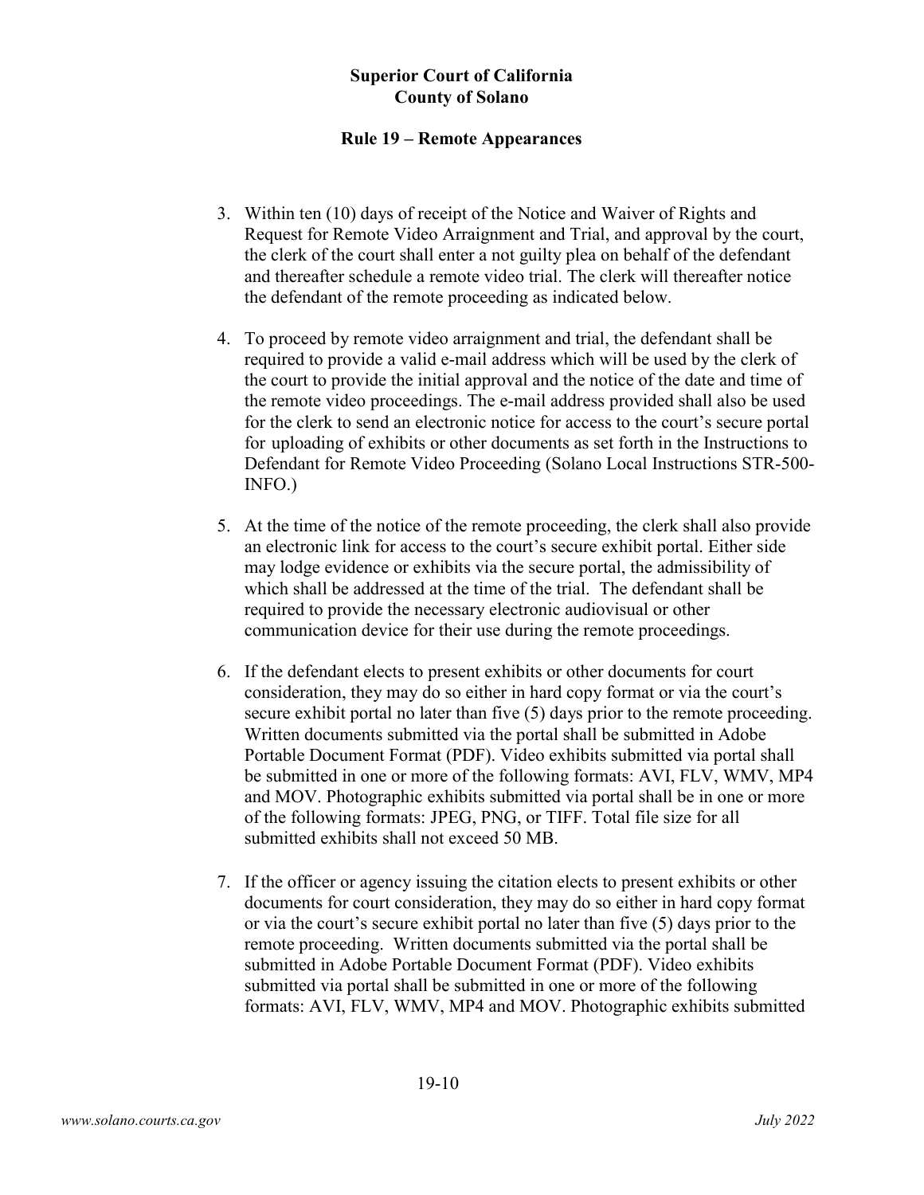3. Within ten (10) days of receipt of the Notice and Waiver of Rights and Request for Remote Video Arraignment and Trial, and approval by the court, the clerk of the court shall enter a not guilty plea on behalf of the defendant and thereafter schedule a remote video trial. The clerk will thereafter notice the defendant of the remote proceeding as indicated below.

4. To proceed by remote video arraignment and trial, the defendant shall be required to provide a valid e-mail address which will be used by the clerk of the court to provide the initial approval and the notice of the date and time of the remote video proceedings. The e-mail address provided shall also be used for the clerk to send an electronic notice for access to the court's secure portal for uploading of exhibits or other documents as set forth in the Instructions to Defendant for Remote Video Proceeding (Solano Local Instructions STR-500-INFO.)

5. At the time of the notice of the remote proceeding, the clerk shall also provide an electronic link for access to the court's secure exhibit portal. Either side may lodge evidence or exhibits via the secure portal, the admissibility of which shall be addressed at the time of the trial. The defendant shall be required to provide the necessary electronic audiovisual or other communication device for their use during the remote proceedings.

6. If the defendant elects to present exhibits or other documents for court consideration, they may do so either in hard copy format or via the court's secure exhibit portal no later than five (5) days prior to the remote proceeding. Written documents submitted via the portal shall be submitted in Adobe Portable Document Format (PDF). Video exhibits submitted via portal shall be submitted in one or more of the following formats: AVI, FLV, WMV, MP4 and MOV. Photographic exhibits submitted via portal shall be in one or more of the following formats: JPEG, PNG, or TIFF. Total file size for all submitted exhibits shall not exceed 50 MB.

7. If the officer or agency issuing the citation elects to present exhibits or other documents for court consideration, they may do so either in hard copy format or via the court's secure exhibit portal no later than five (5) days prior to the remote proceeding. Written documents submitted via the portal shall be submitted in Adobe Portable Document Format (PDF). Video exhibits submitted via portal shall be submitted in one or more of the following formats: AVI, FLV, WMV, MP4 and MOV. Photographic exhibits submitted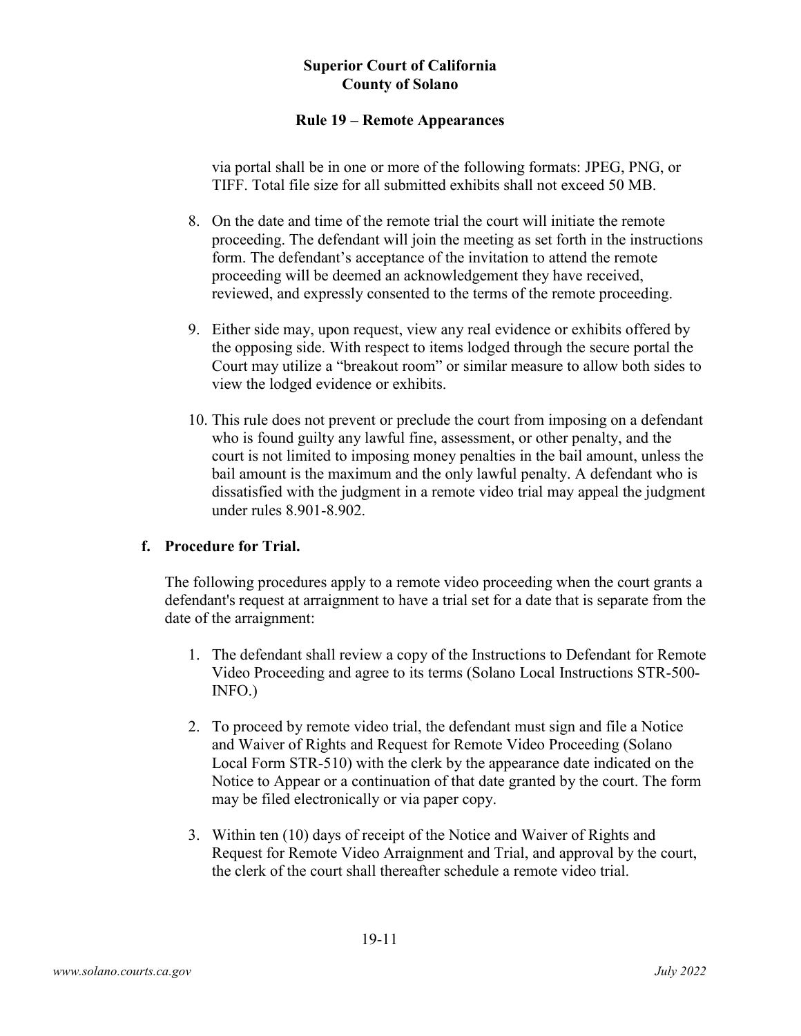via portal shall be in one or more of the following formats: JPEG, PNG, or TIFF. Total file size for all submitted exhibits shall not exceed 50 MB.

8. On the date and time of the remote trial the court will initiate the remote proceeding. The defendant will join the meeting as set forth in the instructions form. The defendant's acceptance of the invitation to attend the remote proceeding will be deemed an acknowledgement they have received, reviewed, and expressly consented to the terms of the remote proceeding.

9. Either side may, upon request, view any real evidence or exhibits offered by the opposing side. With respect to items lodged through the secure portal the Court may utilize a "breakout room" or similar measure to allow both sides to view the lodged evidence or exhibits.

10. This rule does not prevent or preclude the court from imposing on a defendant who is found guilty any lawful fine, assessment, or other penalty, and the court is not limited to imposing money penalties in the bail amount, unless the bail amount is the maximum and the only lawful penalty. A defendant who is dissatisfied with the judgment in a remote video trial may appeal the judgment under rules 8.901-8.902.

**f. Procedure for Trial.**

The following procedures apply to a remote video proceeding when the court grants a defendant's request at arraignment to have a trial set for a date that is separate from the date of the arraignment:

1. The defendant shall review a copy of the Instructions to Defendant for Remote Video Proceeding and agree to its terms (Solano Local Instructions STR-500-INFO.)

2. To proceed by remote video trial, the defendant must sign and file a Notice and Waiver of Rights and Request for Remote Video Proceeding (Solano Local Form STR-510) with the clerk by the appearance date indicated on the Notice to Appear or a continuation of that date granted by the court. The form may be filed electronically or via paper copy.

3. Within ten (10) days of receipt of the Notice and Waiver of Rights and Request for Remote Video Arraignment and Trial, and approval by the court, the clerk of the court shall thereafter schedule a remote video trial.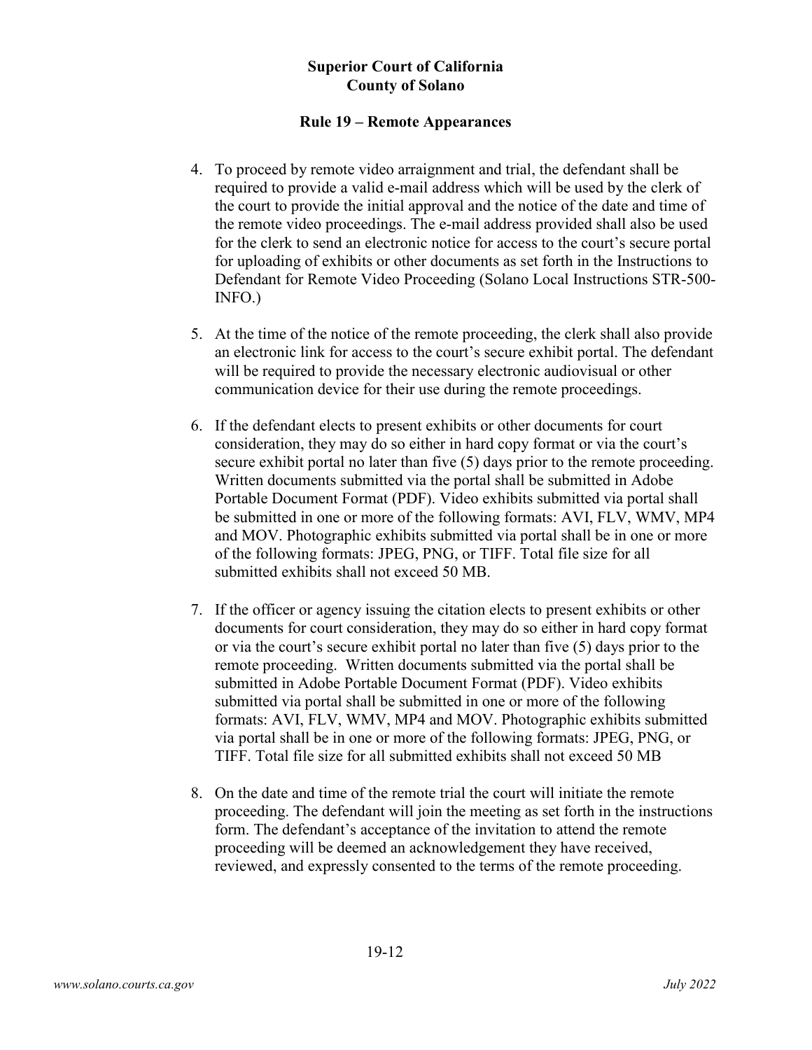4. To proceed by remote video arraignment and trial, the defendant shall be required to provide a valid e-mail address which will be used by the clerk of the court to provide the initial approval and the notice of the date and time of the remote video proceedings. The e-mail address provided shall also be used for the clerk to send an electronic notice for access to the court's secure portal for uploading of exhibits or other documents as set forth in the Instructions to Defendant for Remote Video Proceeding (Solano Local Instructions STR-500-INFO.)

5. At the time of the notice of the remote proceeding, the clerk shall also provide an electronic link for access to the court's secure exhibit portal. The defendant will be required to provide the necessary electronic audiovisual or other communication device for their use during the remote proceedings.

6. If the defendant elects to present exhibits or other documents for court consideration, they may do so either in hard copy format or via the court's secure exhibit portal no later than five (5) days prior to the remote proceeding. Written documents submitted via the portal shall be submitted in Adobe Portable Document Format (PDF). Video exhibits submitted via portal shall be submitted in one or more of the following formats: AVI, FLV, WMV, MP4 and MOV. Photographic exhibits submitted via portal shall be in one or more of the following formats: JPEG, PNG, or TIFF. Total file size for all submitted exhibits shall not exceed 50 MB.

7. If the officer or agency issuing the citation elects to present exhibits or other documents for court consideration, they may do so either in hard copy format or via the court's secure exhibit portal no later than five (5) days prior to the remote proceeding. Written documents submitted via the portal shall be submitted in Adobe Portable Document Format (PDF). Video exhibits submitted via portal shall be submitted in one or more of the following formats: AVI, FLV, WMV, MP4 and MOV. Photographic exhibits submitted via portal shall be in one or more of the following formats: JPEG, PNG, or TIFF. Total file size for all submitted exhibits shall not exceed 50 MB

8. On the date and time of the remote trial the court will initiate the remote proceeding. The defendant will join the meeting as set forth in the instructions form. The defendant's acceptance of the invitation to attend the remote proceeding will be deemed an acknowledgement they have received, reviewed, and expressly consented to the terms of the remote proceeding.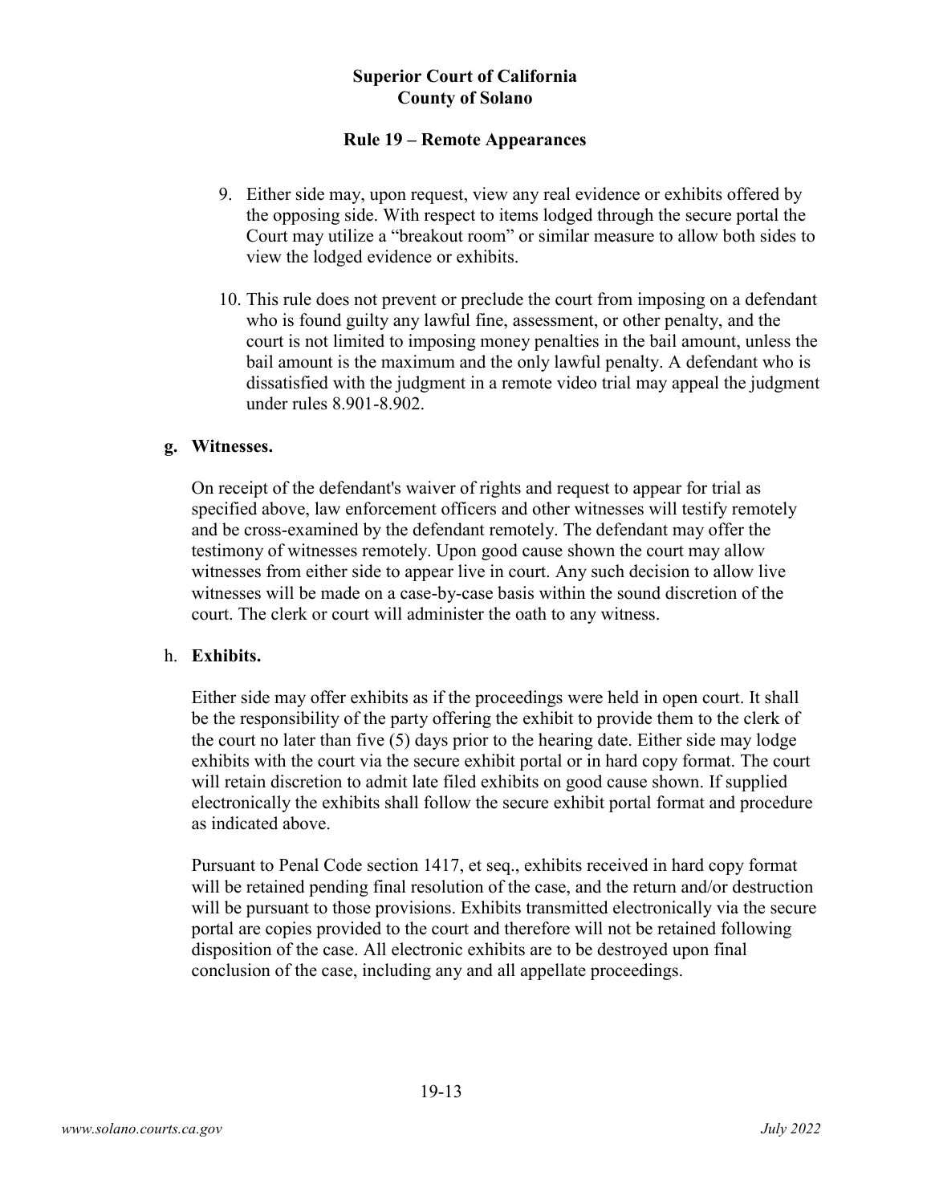9. Either side may, upon request, view any real evidence or exhibits offered by the opposing side. With respect to items lodged through the secure portal the Court may utilize a "breakout room" or similar measure to allow both sides to view the lodged evidence or exhibits.

10. This rule does not prevent or preclude the court from imposing on a defendant who is found guilty any lawful fine, assessment, or other penalty, and the court is not limited to imposing money penalties in the bail amount, unless the bail amount is the maximum and the only lawful penalty. A defendant who is dissatisfied with the judgment in a remote video trial may appeal the judgment under rules 8.901-8.902.

**g. Witnesses.**

On receipt of the defendant's waiver of rights and request to appear for trial as specified above, law enforcement officers and other witnesses will testify remotely and be cross-examined by the defendant remotely. The defendant may offer the testimony of witnesses remotely. Upon good cause shown the court may allow witnesses from either side to appear live in court. Any such decision to allow live witnesses will be made on a case-by-case basis within the sound discretion of the court. The clerk or court will administer the oath to any witness.

h. **Exhibits.**

Either side may offer exhibits as if the proceedings were held in open court. It shall be the responsibility of the party offering the exhibit to provide them to the clerk of the court no later than five (5) days prior to the hearing date. Either side may lodge exhibits with the court via the secure exhibit portal or in hard copy format. The court will retain discretion to admit late filed exhibits on good cause shown. If supplied electronically the exhibits shall follow the secure exhibit portal format and procedure as indicated above.

Pursuant to Penal Code section 1417, et seq., exhibits received in hard copy format will be retained pending final resolution of the case, and the return and/or destruction will be pursuant to those provisions. Exhibits transmitted electronically via the secure portal are copies provided to the court and therefore will not be retained following disposition of the case. All electronic exhibits are to be destroyed upon final conclusion of the case, including any and all appellate proceedings.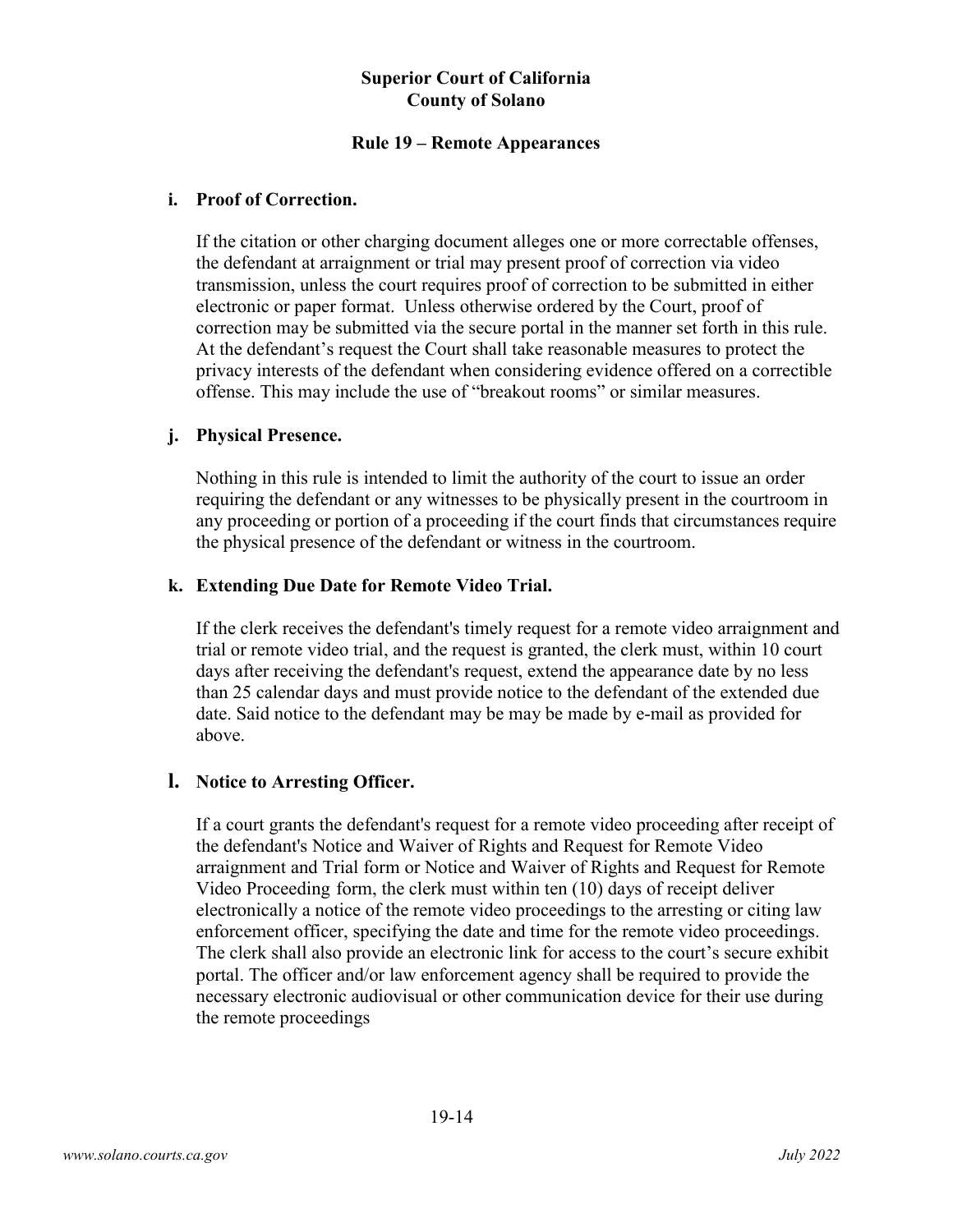**Superior Court of California**
**County of Solano**

**Rule 19 – Remote Appearances**

**i. Proof of Correction.**

If the citation or other charging document alleges one or more correctable offenses, the defendant at arraignment or trial may present proof of correction via video transmission, unless the court requires proof of correction to be submitted in either electronic or paper format. Unless otherwise ordered by the Court, proof of correction may be submitted via the secure portal in the manner set forth in this rule. At the defendant's request the Court shall take reasonable measures to protect the privacy interests of the defendant when considering evidence offered on a correctible offense. This may include the use of "breakout rooms" or similar measures.

**j. Physical Presence.**

Nothing in this rule is intended to limit the authority of the court to issue an order requiring the defendant or any witnesses to be physically present in the courtroom in any proceeding or portion of a proceeding if the court finds that circumstances require the physical presence of the defendant or witness in the courtroom.

**k. Extending Due Date for Remote Video Trial.**

If the clerk receives the defendant's timely request for a remote video arraignment and trial or remote video trial, and the request is granted, the clerk must, within 10 court days after receiving the defendant's request, extend the appearance date by no less than 25 calendar days and must provide notice to the defendant of the extended due date. Said notice to the defendant may be may be made by e-mail as provided for above.

**l. Notice to Arresting Officer.**

If a court grants the defendant's request for a remote video proceeding after receipt of the defendant's Notice and Waiver of Rights and Request for Remote Video arraignment and Trial form or Notice and Waiver of Rights and Request for Remote Video Proceeding form, the clerk must within ten (10) days of receipt deliver electronically a notice of the remote video proceedings to the arresting or citing law enforcement officer, specifying the date and time for the remote video proceedings. The clerk shall also provide an electronic link for access to the court's secure exhibit portal. The officer and/or law enforcement agency shall be required to provide the necessary electronic audiovisual or other communication device for their use during the remote proceedings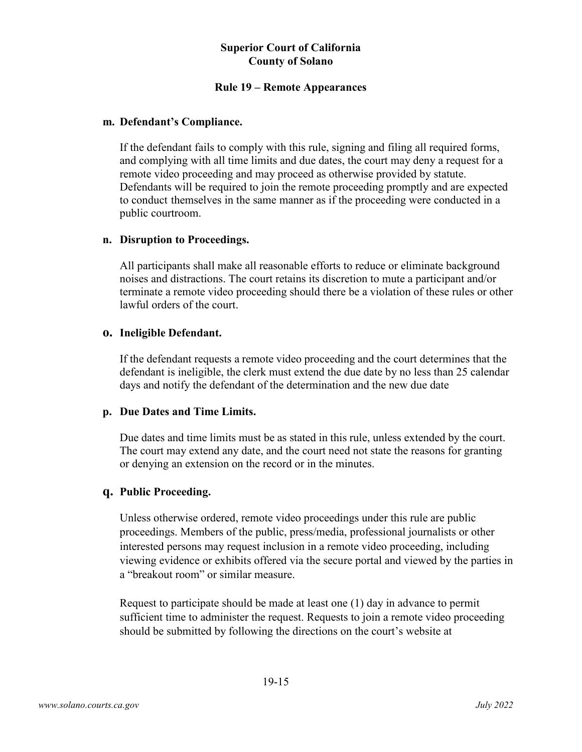**m. Defendant's Compliance.**

If the defendant fails to comply with this rule, signing and filing all required forms, and complying with all time limits and due dates, the court may deny a request for a remote video proceeding and may proceed as otherwise provided by statute. Defendants will be required to join the remote proceeding promptly and are expected to conduct themselves in the same manner as if the proceeding were conducted in a public courtroom.

**n. Disruption to Proceedings.**

All participants shall make all reasonable efforts to reduce or eliminate background noises and distractions. The court retains its discretion to mute a participant and/or terminate a remote video proceeding should there be a violation of these rules or other lawful orders of the court.

**o. Ineligible Defendant.**

If the defendant requests a remote video proceeding and the court determines that the defendant is ineligible, the clerk must extend the due date by no less than 25 calendar days and notify the defendant of the determination and the new due date

**p. Due Dates and Time Limits.**

Due dates and time limits must be as stated in this rule, unless extended by the court. The court may extend any date, and the court need not state the reasons for granting or denying an extension on the record or in the minutes.

**q. Public Proceeding.**

Unless otherwise ordered, remote video proceedings under this rule are public proceedings. Members of the public, press/media, professional journalists or other interested persons may request inclusion in a remote video proceeding, including viewing evidence or exhibits offered via the secure portal and viewed by the parties in a "breakout room" or similar measure.

Request to participate should be made at least one (1) day in advance to permit sufficient time to administer the request. Requests to join a remote video proceeding should be submitted by following the directions on the court's website at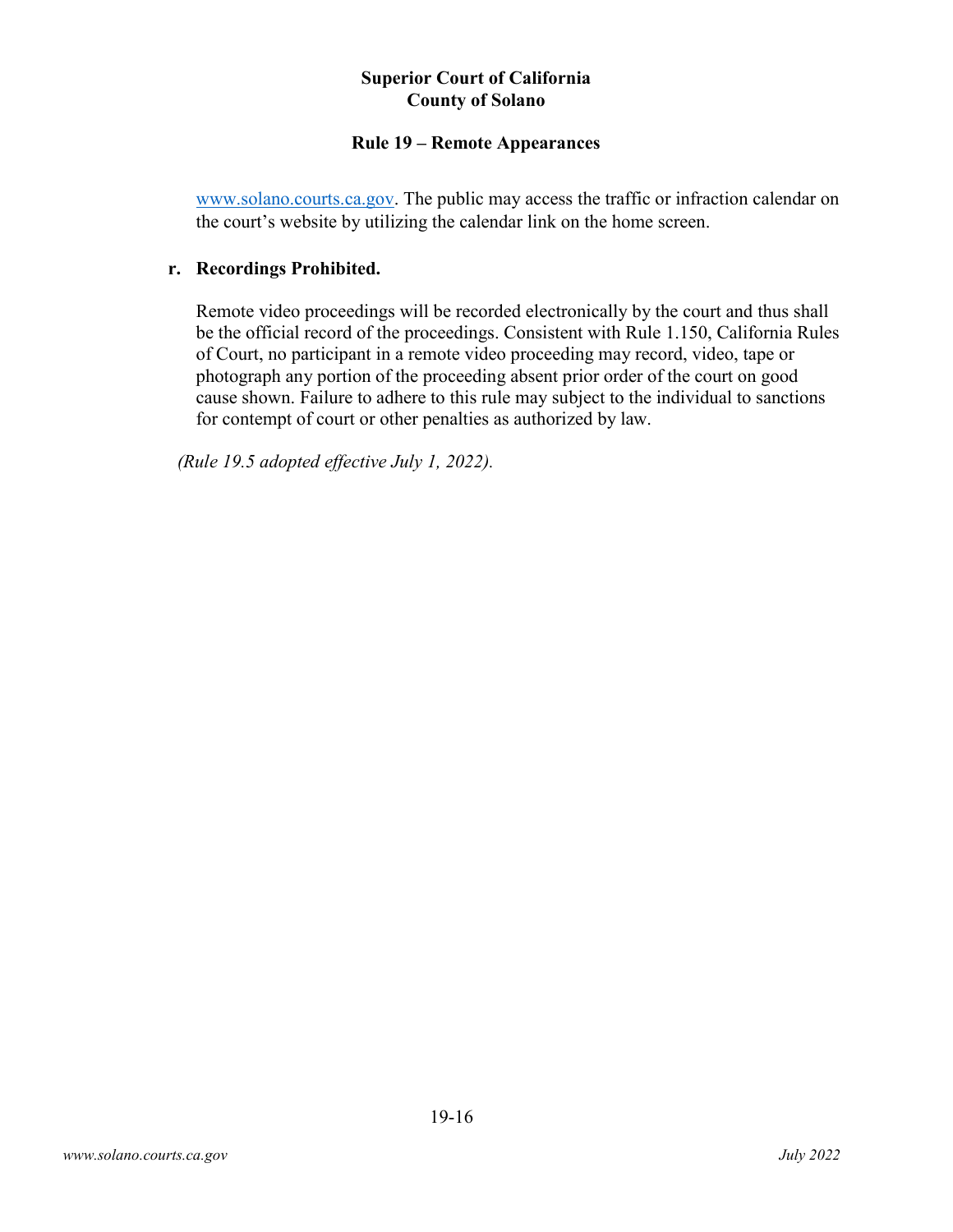www.solano.courts.ca.gov. The public may access the traffic or infraction calendar on the court's website by utilizing the calendar link on the home screen.

**r. Recordings Prohibited.**

Remote video proceedings will be recorded electronically by the court and thus shall be the official record of the proceedings. Consistent with Rule 1.150, California Rules of Court, no participant in a remote video proceeding may record, video, tape or photograph any portion of the proceeding absent prior order of the court on good cause shown. Failure to adhere to this rule may subject to the individual to sanctions for contempt of court or other penalties as authorized by law.

*(Rule 19.5 adopted effective July 1, 2022).*